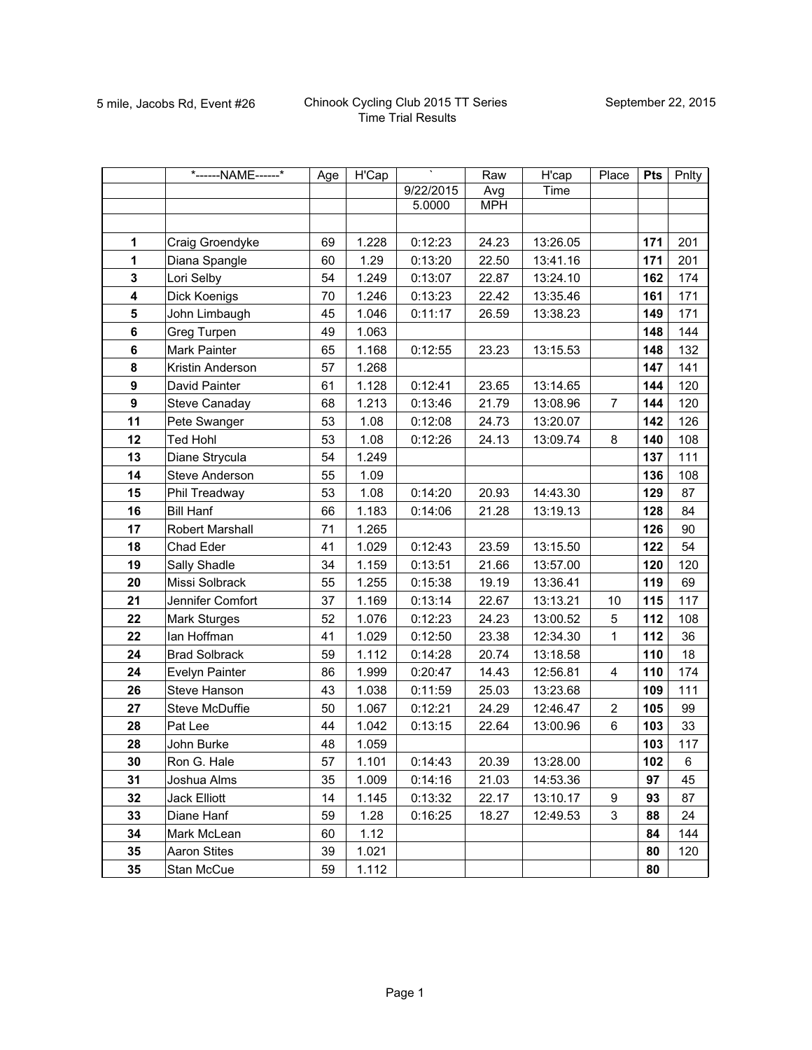5 mile, Jacobs Rd, Event #26

Chinook Cycling Club 2015 TT Series
Time Trial Results

September 22, 2015

| | *------NAME------* | Age | H'Cap | ` | Raw | H'cap | Place | **Pts** | Pnlty |
|---|---|---|---|---|---|---|---|---|---|
| | | | | 9/22/2015 | Avg | Time | | | |
| | | | | 5.0000 | MPH | | | | |
| | | | | | | | | | |
| **1** | Craig Groendyke | 69 | 1.228 | 0:12:23 | 24.23 | 13:26.05 | | **171** | 201 |
| **1** | Diana Spangle | 60 | 1.29 | 0:13:20 | 22.50 | 13:41.16 | | **171** | 201 |
| **3** | Lori Selby | 54 | 1.249 | 0:13:07 | 22.87 | 13:24.10 | | **162** | 174 |
| **4** | Dick Koenigs | 70 | 1.246 | 0:13:23 | 22.42 | 13:35.46 | | **161** | 171 |
| **5** | John Limbaugh | 45 | 1.046 | 0:11:17 | 26.59 | 13:38.23 | | **149** | 171 |
| **6** | Greg Turpen | 49 | 1.063 | | | | | **148** | 144 |
| **6** | Mark Painter | 65 | 1.168 | 0:12:55 | 23.23 | 13:15.53 | | **148** | 132 |
| **8** | Kristin Anderson | 57 | 1.268 | | | | | **147** | 141 |
| **9** | David Painter | 61 | 1.128 | 0:12:41 | 23.65 | 13:14.65 | | **144** | 120 |
| **9** | Steve Canaday | 68 | 1.213 | 0:13:46 | 21.79 | 13:08.96 | 7 | **144** | 120 |
| **11** | Pete Swanger | 53 | 1.08 | 0:12:08 | 24.73 | 13:20.07 | | **142** | 126 |
| **12** | Ted Hohl | 53 | 1.08 | 0:12:26 | 24.13 | 13:09.74 | 8 | **140** | 108 |
| **13** | Diane Strycula | 54 | 1.249 | | | | | **137** | 111 |
| **14** | Steve Anderson | 55 | 1.09 | | | | | **136** | 108 |
| **15** | Phil Treadway | 53 | 1.08 | 0:14:20 | 20.93 | 14:43.30 | | **129** | 87 |
| **16** | Bill Hanf | 66 | 1.183 | 0:14:06 | 21.28 | 13:19.13 | | **128** | 84 |
| **17** | Robert Marshall | 71 | 1.265 | | | | | **126** | 90 |
| **18** | Chad Eder | 41 | 1.029 | 0:12:43 | 23.59 | 13:15.50 | | **122** | 54 |
| **19** | Sally Shadle | 34 | 1.159 | 0:13:51 | 21.66 | 13:57.00 | | **120** | 120 |
| **20** | Missi Solbrack | 55 | 1.255 | 0:15:38 | 19.19 | 13:36.41 | | **119** | 69 |
| **21** | Jennifer Comfort | 37 | 1.169 | 0:13:14 | 22.67 | 13:13.21 | 10 | **115** | 117 |
| **22** | Mark Sturges | 52 | 1.076 | 0:12:23 | 24.23 | 13:00.52 | 5 | **112** | 108 |
| **22** | Ian Hoffman | 41 | 1.029 | 0:12:50 | 23.38 | 12:34.30 | 1 | **112** | 36 |
| **24** | Brad Solbrack | 59 | 1.112 | 0:14:28 | 20.74 | 13:18.58 | | **110** | 18 |
| **24** | Evelyn Painter | 86 | 1.999 | 0:20:47 | 14.43 | 12:56.81 | 4 | **110** | 174 |
| **26** | Steve Hanson | 43 | 1.038 | 0:11:59 | 25.03 | 13:23.68 | | **109** | 111 |
| **27** | Steve McDuffie | 50 | 1.067 | 0:12:21 | 24.29 | 12:46.47 | 2 | **105** | 99 |
| **28** | Pat Lee | 44 | 1.042 | 0:13:15 | 22.64 | 13:00.96 | 6 | **103** | 33 |
| **28** | John Burke | 48 | 1.059 | | | | | **103** | 117 |
| **30** | Ron G. Hale | 57 | 1.101 | 0:14:43 | 20.39 | 13:28.00 | | **102** | 6 |
| **31** | Joshua Alms | 35 | 1.009 | 0:14:16 | 21.03 | 14:53.36 | | **97** | 45 |
| **32** | Jack Elliott | 14 | 1.145 | 0:13:32 | 22.17 | 13:10.17 | 9 | **93** | 87 |
| **33** | Diane Hanf | 59 | 1.28 | 0:16:25 | 18.27 | 12:49.53 | 3 | **88** | 24 |
| **34** | Mark McLean | 60 | 1.12 | | | | | **84** | 144 |
| **35** | Aaron Stites | 39 | 1.021 | | | | | **80** | 120 |
| **35** | Stan McCue | 59 | 1.112 | | | | | **80** | |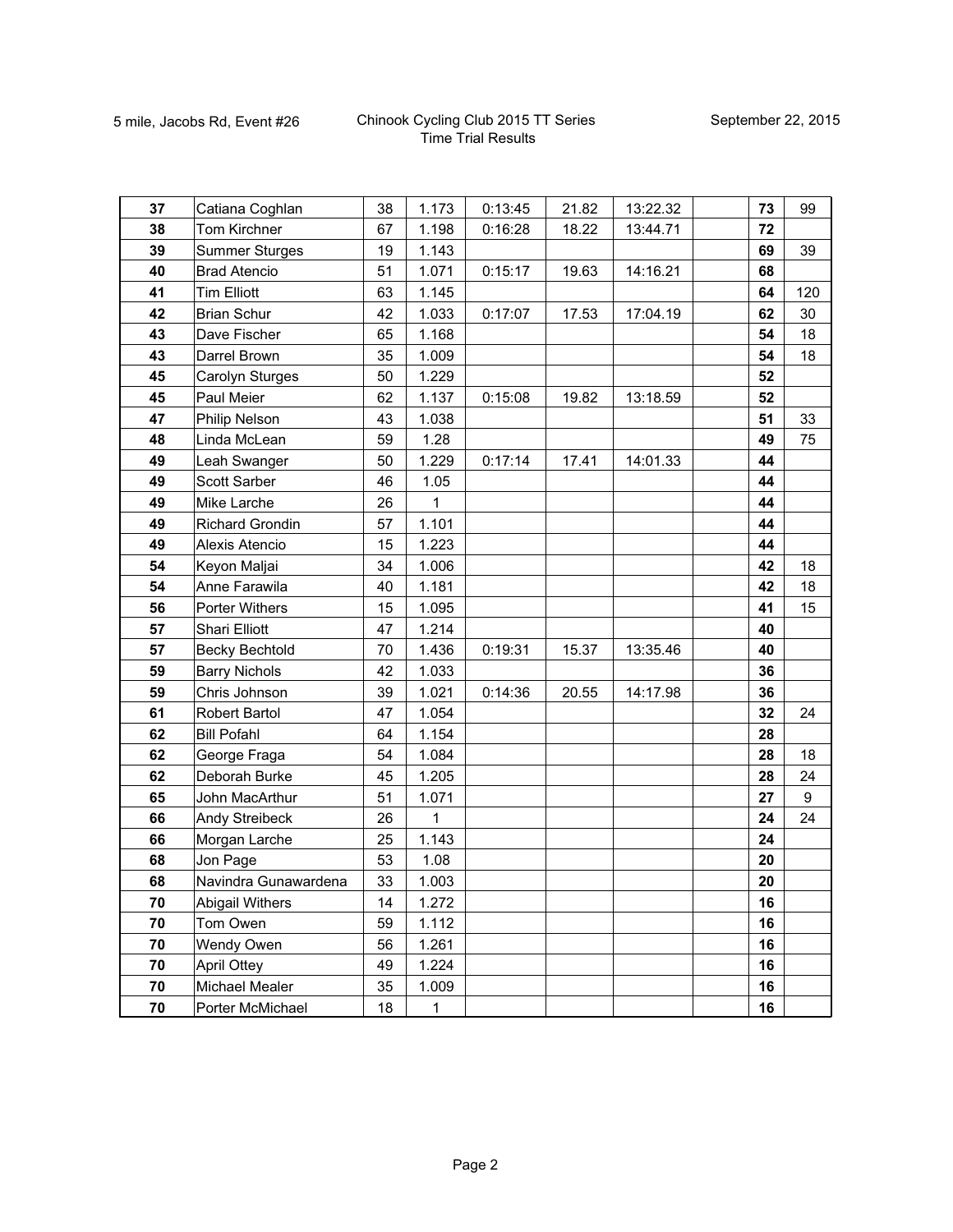| | | | | | | | | | |
|---|---|---|---|---|---|---|---|---|---|
| **37** | Catiana Coghlan | 38 | 1.173 | 0:13:45 | 21.82 | 13:22.32 | | **73** | 99 |
| **38** | Tom Kirchner | 67 | 1.198 | 0:16:28 | 18.22 | 13:44.71 | | **72** | |
| **39** | Summer Sturges | 19 | 1.143 | | | | | **69** | 39 |
| **40** | Brad Atencio | 51 | 1.071 | 0:15:17 | 19.63 | 14:16.21 | | **68** | |
| **41** | Tim Elliott | 63 | 1.145 | | | | | **64** | 120 |
| **42** | Brian Schur | 42 | 1.033 | 0:17:07 | 17.53 | 17:04.19 | | **62** | 30 |
| **43** | Dave Fischer | 65 | 1.168 | | | | | **54** | 18 |
| **43** | Darrel Brown | 35 | 1.009 | | | | | **54** | 18 |
| **45** | Carolyn Sturges | 50 | 1.229 | | | | | **52** | |
| **45** | Paul Meier | 62 | 1.137 | 0:15:08 | 19.82 | 13:18.59 | | **52** | |
| **47** | Philip Nelson | 43 | 1.038 | | | | | **51** | 33 |
| **48** | Linda McLean | 59 | 1.28 | | | | | **49** | 75 |
| **49** | Leah Swanger | 50 | 1.229 | 0:17:14 | 17.41 | 14:01.33 | | **44** | |
| **49** | Scott Sarber | 46 | 1.05 | | | | | **44** | |
| **49** | Mike Larche | 26 | 1 | | | | | **44** | |
| **49** | Richard Grondin | 57 | 1.101 | | | | | **44** | |
| **49** | Alexis Atencio | 15 | 1.223 | | | | | **44** | |
| **54** | Keyon Maljai | 34 | 1.006 | | | | | **42** | 18 |
| **54** | Anne Farawila | 40 | 1.181 | | | | | **42** | 18 |
| **56** | Porter Withers | 15 | 1.095 | | | | | **41** | 15 |
| **57** | Shari Elliott | 47 | 1.214 | | | | | **40** | |
| **57** | Becky Bechtold | 70 | 1.436 | 0:19:31 | 15.37 | 13:35.46 | | **40** | |
| **59** | Barry Nichols | 42 | 1.033 | | | | | **36** | |
| **59** | Chris Johnson | 39 | 1.021 | 0:14:36 | 20.55 | 14:17.98 | | **36** | |
| **61** | Robert Bartol | 47 | 1.054 | | | | | **32** | 24 |
| **62** | Bill Pofahl | 64 | 1.154 | | | | | **28** | |
| **62** | George Fraga | 54 | 1.084 | | | | | **28** | 18 |
| **62** | Deborah Burke | 45 | 1.205 | | | | | **28** | 24 |
| **65** | John MacArthur | 51 | 1.071 | | | | | **27** | 9 |
| **66** | Andy Streibeck | 26 | 1 | | | | | **24** | 24 |
| **66** | Morgan Larche | 25 | 1.143 | | | | | **24** | |
| **68** | Jon Page | 53 | 1.08 | | | | | **20** | |
| **68** | Navindra Gunawardena | 33 | 1.003 | | | | | **20** | |
| **70** | Abigail Withers | 14 | 1.272 | | | | | **16** | |
| **70** | Tom Owen | 59 | 1.112 | | | | | **16** | |
| **70** | Wendy Owen | 56 | 1.261 | | | | | **16** | |
| **70** | April Ottey | 49 | 1.224 | | | | | **16** | |
| **70** | Michael Mealer | 35 | 1.009 | | | | | **16** | |
| **70** | Porter McMichael | 18 | 1 | | | | | **16** | |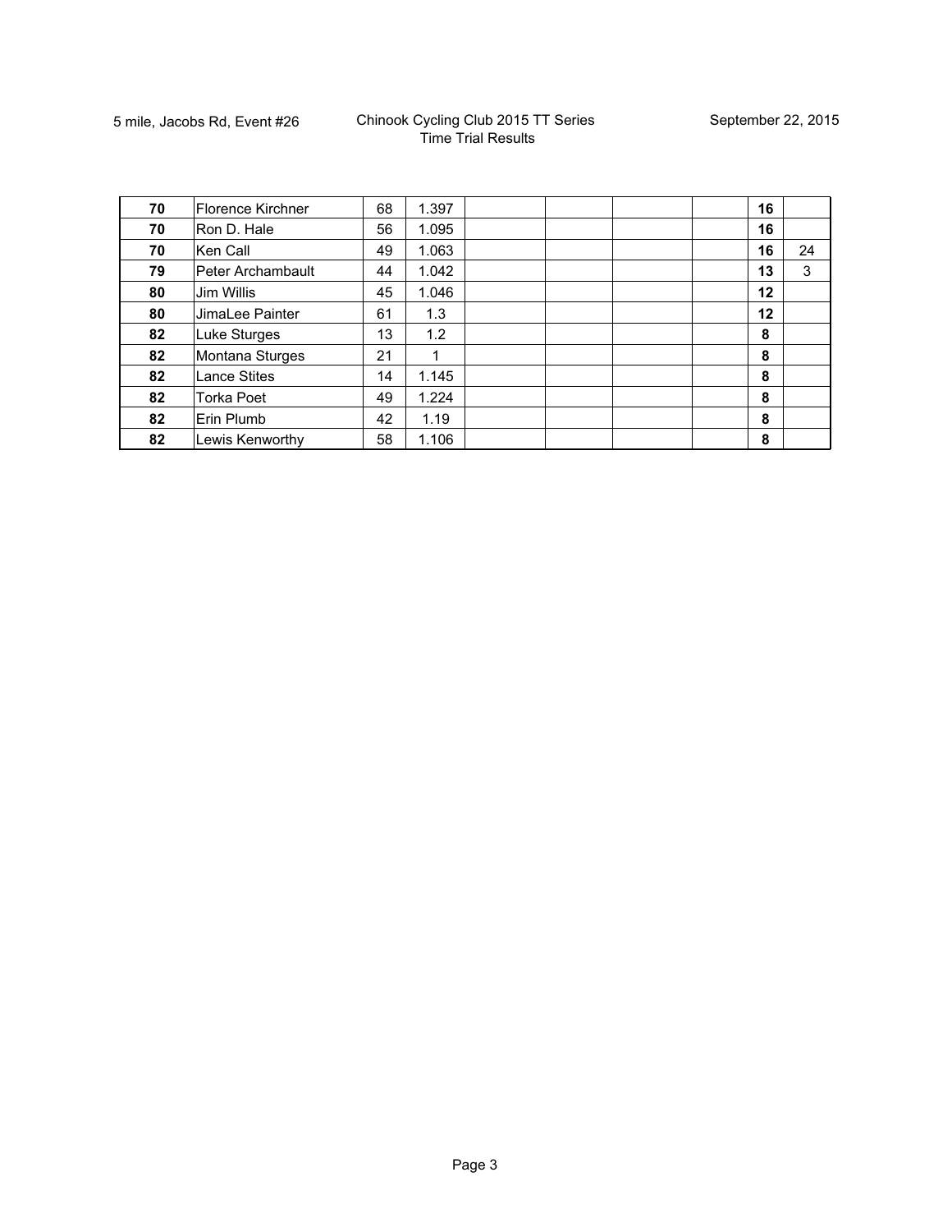| | | | | | | | | | |
|---|---|---|---|---|---|---|---|---|---|
| **70** | Florence Kirchner | 68 | 1.397 | | | | | **16** | |
| **70** | Ron D. Hale | 56 | 1.095 | | | | | **16** | |
| **70** | Ken Call | 49 | 1.063 | | | | | **16** | 24 |
| **79** | Peter Archambault | 44 | 1.042 | | | | | **13** | 3 |
| **80** | Jim Willis | 45 | 1.046 | | | | | **12** | |
| **80** | JimaLee Painter | 61 | 1.3 | | | | | **12** | |
| **82** | Luke Sturges | 13 | 1.2 | | | | | **8** | |
| **82** | Montana Sturges | 21 | 1 | | | | | **8** | |
| **82** | Lance Stites | 14 | 1.145 | | | | | **8** | |
| **82** | Torka Poet | 49 | 1.224 | | | | | **8** | |
| **82** | Erin Plumb | 42 | 1.19 | | | | | **8** | |
| **82** | Lewis Kenworthy | 58 | 1.106 | | | | | **8** | |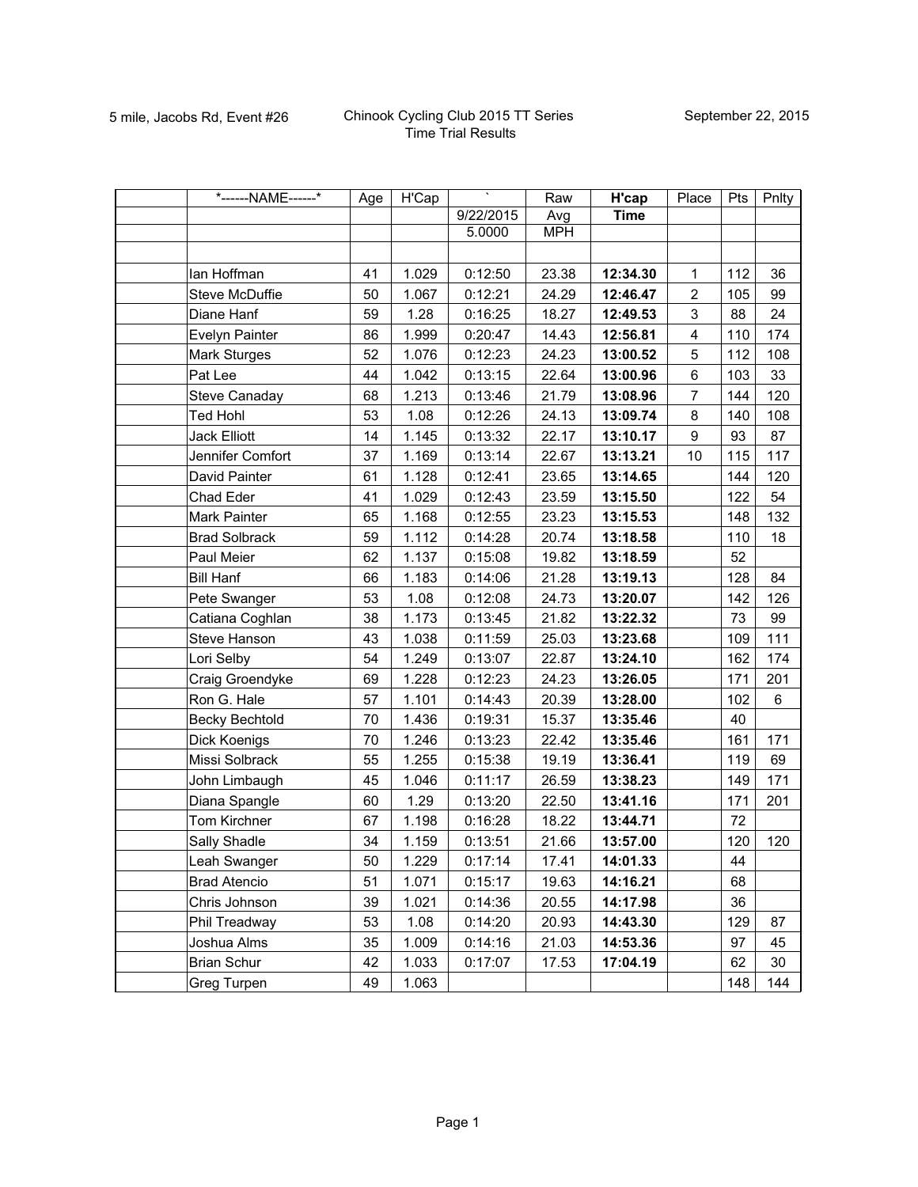5 mile, Jacobs Rd, Event #26

Chinook Cycling Club 2015 TT Series
Time Trial Results

September 22, 2015

| | *------NAME------* | Age | H'Cap | ` | Raw | **H'cap** | Place | Pts | Pnlty |
|---|---|---|---|---|---|---|---|---|---|
| | | | | 9/22/2015 | Avg | **Time** | | | |
| | | | | 5.0000 | MPH | | | | |
| | | | | | | | | | |
| | Ian Hoffman | 41 | 1.029 | 0:12:50 | 23.38 | **12:34.30** | 1 | 112 | 36 |
| | Steve McDuffie | 50 | 1.067 | 0:12:21 | 24.29 | **12:46.47** | 2 | 105 | 99 |
| | Diane Hanf | 59 | 1.28 | 0:16:25 | 18.27 | **12:49.53** | 3 | 88 | 24 |
| | Evelyn Painter | 86 | 1.999 | 0:20:47 | 14.43 | **12:56.81** | 4 | 110 | 174 |
| | Mark Sturges | 52 | 1.076 | 0:12:23 | 24.23 | **13:00.52** | 5 | 112 | 108 |
| | Pat Lee | 44 | 1.042 | 0:13:15 | 22.64 | **13:00.96** | 6 | 103 | 33 |
| | Steve Canaday | 68 | 1.213 | 0:13:46 | 21.79 | **13:08.96** | 7 | 144 | 120 |
| | Ted Hohl | 53 | 1.08 | 0:12:26 | 24.13 | **13:09.74** | 8 | 140 | 108 |
| | Jack Elliott | 14 | 1.145 | 0:13:32 | 22.17 | **13:10.17** | 9 | 93 | 87 |
| | Jennifer Comfort | 37 | 1.169 | 0:13:14 | 22.67 | **13:13.21** | 10 | 115 | 117 |
| | David Painter | 61 | 1.128 | 0:12:41 | 23.65 | **13:14.65** | | 144 | 120 |
| | Chad Eder | 41 | 1.029 | 0:12:43 | 23.59 | **13:15.50** | | 122 | 54 |
| | Mark Painter | 65 | 1.168 | 0:12:55 | 23.23 | **13:15.53** | | 148 | 132 |
| | Brad Solbrack | 59 | 1.112 | 0:14:28 | 20.74 | **13:18.58** | | 110 | 18 |
| | Paul Meier | 62 | 1.137 | 0:15:08 | 19.82 | **13:18.59** | | 52 | |
| | Bill Hanf | 66 | 1.183 | 0:14:06 | 21.28 | **13:19.13** | | 128 | 84 |
| | Pete Swanger | 53 | 1.08 | 0:12:08 | 24.73 | **13:20.07** | | 142 | 126 |
| | Catiana Coghlan | 38 | 1.173 | 0:13:45 | 21.82 | **13:22.32** | | 73 | 99 |
| | Steve Hanson | 43 | 1.038 | 0:11:59 | 25.03 | **13:23.68** | | 109 | 111 |
| | Lori Selby | 54 | 1.249 | 0:13:07 | 22.87 | **13:24.10** | | 162 | 174 |
| | Craig Groendyke | 69 | 1.228 | 0:12:23 | 24.23 | **13:26.05** | | 171 | 201 |
| | Ron G. Hale | 57 | 1.101 | 0:14:43 | 20.39 | **13:28.00** | | 102 | 6 |
| | Becky Bechtold | 70 | 1.436 | 0:19:31 | 15.37 | **13:35.46** | | 40 | |
| | Dick Koenigs | 70 | 1.246 | 0:13:23 | 22.42 | **13:35.46** | | 161 | 171 |
| | Missi Solbrack | 55 | 1.255 | 0:15:38 | 19.19 | **13:36.41** | | 119 | 69 |
| | John Limbaugh | 45 | 1.046 | 0:11:17 | 26.59 | **13:38.23** | | 149 | 171 |
| | Diana Spangle | 60 | 1.29 | 0:13:20 | 22.50 | **13:41.16** | | 171 | 201 |
| | Tom Kirchner | 67 | 1.198 | 0:16:28 | 18.22 | **13:44.71** | | 72 | |
| | Sally Shadle | 34 | 1.159 | 0:13:51 | 21.66 | **13:57.00** | | 120 | 120 |
| | Leah Swanger | 50 | 1.229 | 0:17:14 | 17.41 | **14:01.33** | | 44 | |
| | Brad Atencio | 51 | 1.071 | 0:15:17 | 19.63 | **14:16.21** | | 68 | |
| | Chris Johnson | 39 | 1.021 | 0:14:36 | 20.55 | **14:17.98** | | 36 | |
| | Phil Treadway | 53 | 1.08 | 0:14:20 | 20.93 | **14:43.30** | | 129 | 87 |
| | Joshua Alms | 35 | 1.009 | 0:14:16 | 21.03 | **14:53.36** | | 97 | 45 |
| | Brian Schur | 42 | 1.033 | 0:17:07 | 17.53 | **17:04.19** | | 62 | 30 |
| | Greg Turpen | 49 | 1.063 | | | | | 148 | 144 |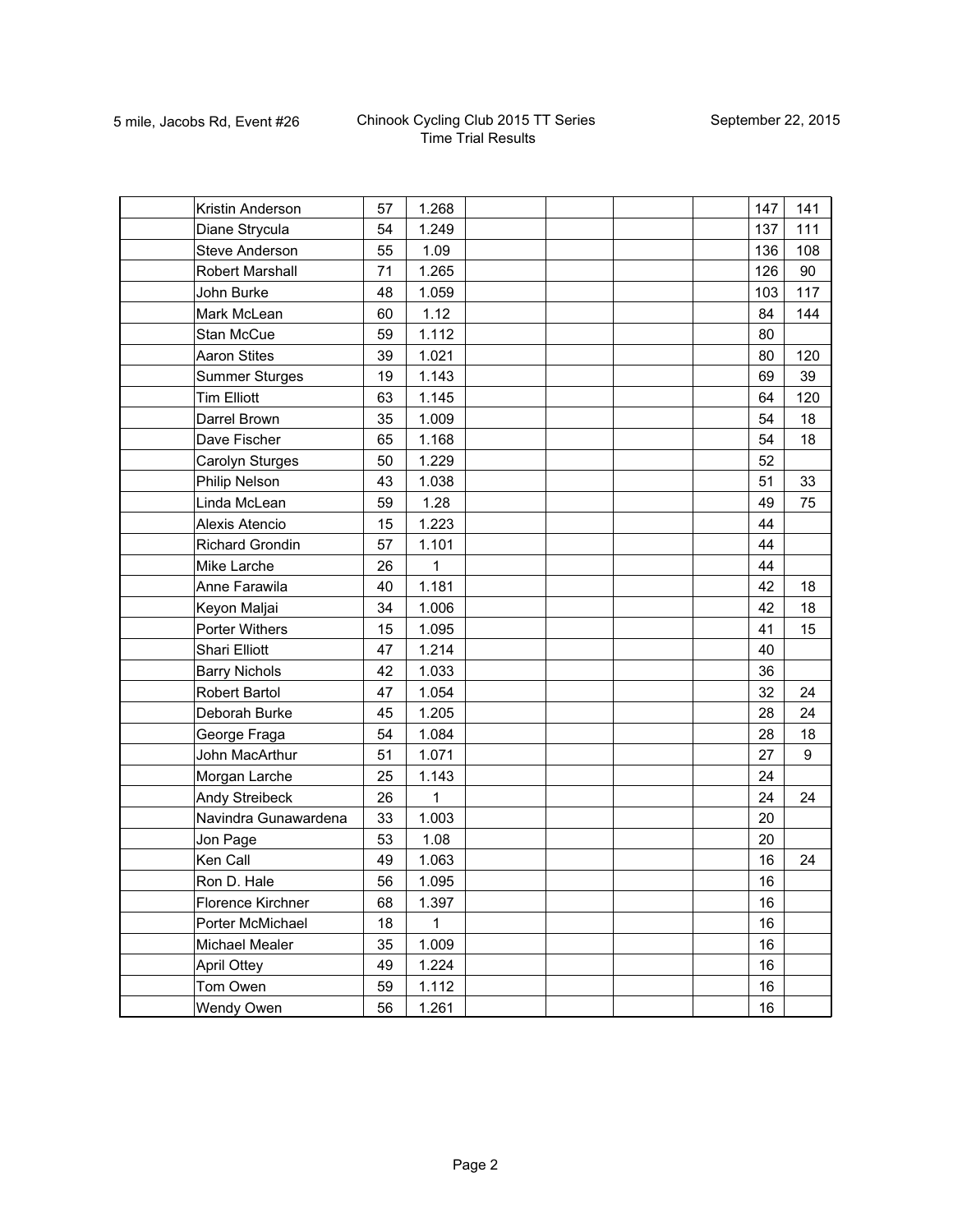| | | | | | | | | | |
|---|---|---|---|---|---|---|---|---|---|
| | Kristin Anderson | 57 | 1.268 | | | | | 147 | 141 |
| | Diane Strycula | 54 | 1.249 | | | | | 137 | 111 |
| | Steve Anderson | 55 | 1.09 | | | | | 136 | 108 |
| | Robert Marshall | 71 | 1.265 | | | | | 126 | 90 |
| | John Burke | 48 | 1.059 | | | | | 103 | 117 |
| | Mark McLean | 60 | 1.12 | | | | | 84 | 144 |
| | Stan McCue | 59 | 1.112 | | | | | 80 | |
| | Aaron Stites | 39 | 1.021 | | | | | 80 | 120 |
| | Summer Sturges | 19 | 1.143 | | | | | 69 | 39 |
| | Tim Elliott | 63 | 1.145 | | | | | 64 | 120 |
| | Darrel Brown | 35 | 1.009 | | | | | 54 | 18 |
| | Dave Fischer | 65 | 1.168 | | | | | 54 | 18 |
| | Carolyn Sturges | 50 | 1.229 | | | | | 52 | |
| | Philip Nelson | 43 | 1.038 | | | | | 51 | 33 |
| | Linda McLean | 59 | 1.28 | | | | | 49 | 75 |
| | Alexis Atencio | 15 | 1.223 | | | | | 44 | |
| | Richard Grondin | 57 | 1.101 | | | | | 44 | |
| | Mike Larche | 26 | 1 | | | | | 44 | |
| | Anne Farawila | 40 | 1.181 | | | | | 42 | 18 |
| | Keyon Maljai | 34 | 1.006 | | | | | 42 | 18 |
| | Porter Withers | 15 | 1.095 | | | | | 41 | 15 |
| | Shari Elliott | 47 | 1.214 | | | | | 40 | |
| | Barry Nichols | 42 | 1.033 | | | | | 36 | |
| | Robert Bartol | 47 | 1.054 | | | | | 32 | 24 |
| | Deborah Burke | 45 | 1.205 | | | | | 28 | 24 |
| | George Fraga | 54 | 1.084 | | | | | 28 | 18 |
| | John MacArthur | 51 | 1.071 | | | | | 27 | 9 |
| | Morgan Larche | 25 | 1.143 | | | | | 24 | |
| | Andy Streibeck | 26 | 1 | | | | | 24 | 24 |
| | Navindra Gunawardena | 33 | 1.003 | | | | | 20 | |
| | Jon Page | 53 | 1.08 | | | | | 20 | |
| | Ken Call | 49 | 1.063 | | | | | 16 | 24 |
| | Ron D. Hale | 56 | 1.095 | | | | | 16 | |
| | Florence Kirchner | 68 | 1.397 | | | | | 16 | |
| | Porter McMichael | 18 | 1 | | | | | 16 | |
| | Michael Mealer | 35 | 1.009 | | | | | 16 | |
| | April Ottey | 49 | 1.224 | | | | | 16 | |
| | Tom Owen | 59 | 1.112 | | | | | 16 | |
| | Wendy Owen | 56 | 1.261 | | | | | 16 | |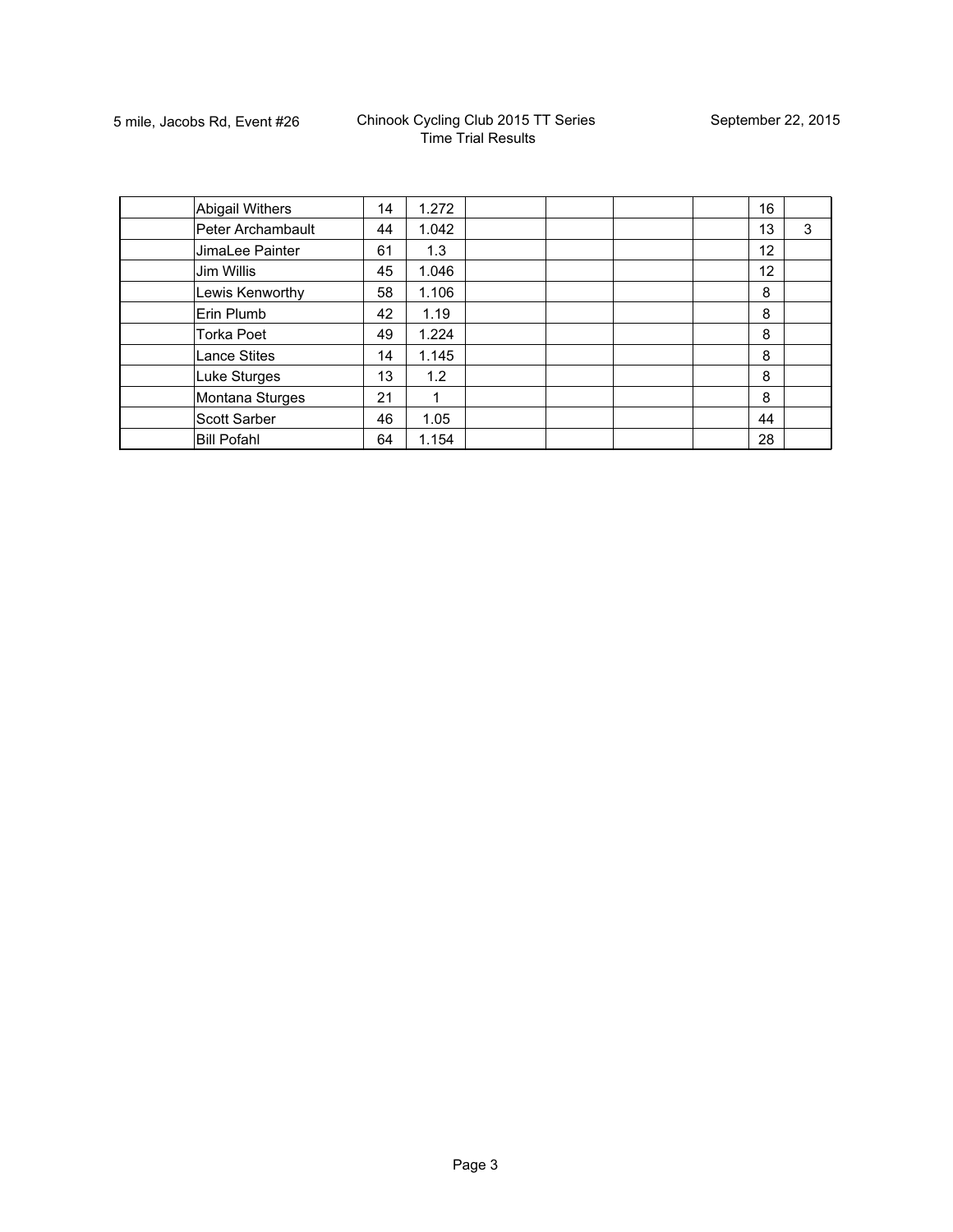| | | | | | | | | | |
|---|---|---|---|---|---|---|---|---|---|
| | Abigail Withers | 14 | 1.272 | | | | | 16 | |
| | Peter Archambault | 44 | 1.042 | | | | | 13 | 3 |
| | JimaLee Painter | 61 | 1.3 | | | | | 12 | |
| | Jim Willis | 45 | 1.046 | | | | | 12 | |
| | Lewis Kenworthy | 58 | 1.106 | | | | | 8 | |
| | Erin Plumb | 42 | 1.19 | | | | | 8 | |
| | Torka Poet | 49 | 1.224 | | | | | 8 | |
| | Lance Stites | 14 | 1.145 | | | | | 8 | |
| | Luke Sturges | 13 | 1.2 | | | | | 8 | |
| | Montana Sturges | 21 | 1 | | | | | 8 | |
| | Scott Sarber | 46 | 1.05 | | | | | 44 | |
| | Bill Pofahl | 64 | 1.154 | | | | | 28 | |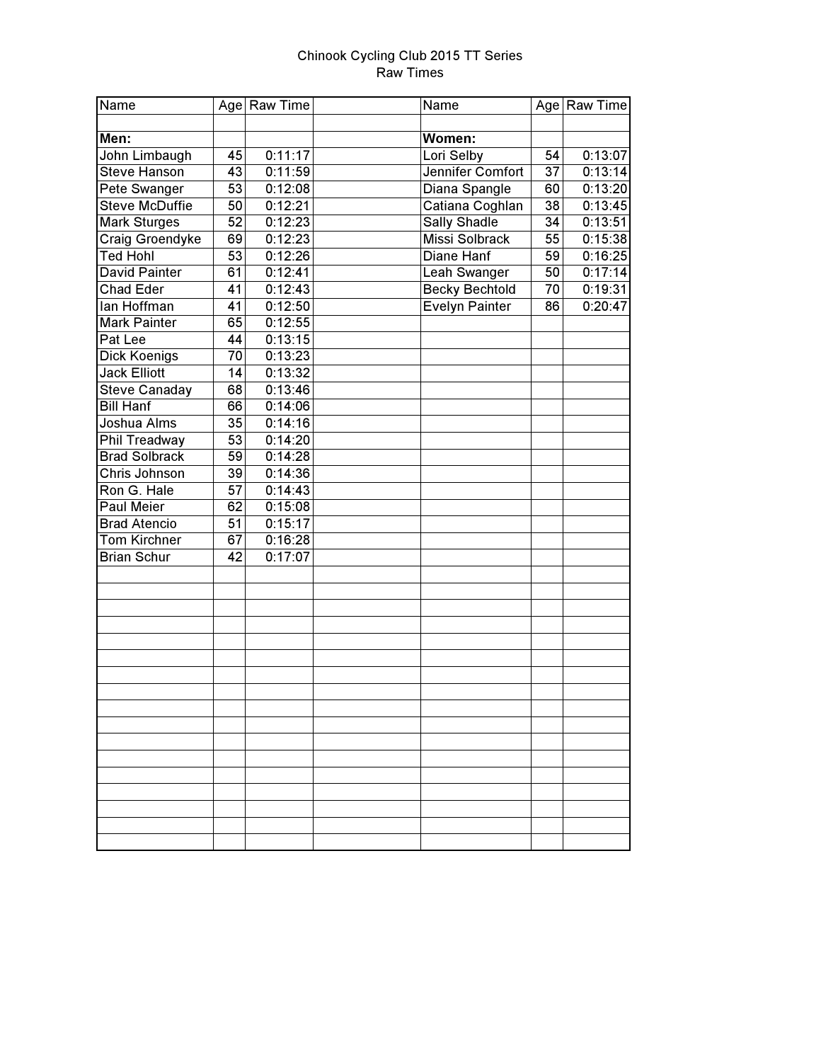Chinook Cycling Club 2015 TT Series
Raw Times

| Name | Age | Raw Time | | Name | Age | Raw Time |
|---|---|---|---|---|---|---|
| | | | | | | |
| **Men:** | | | | **Women:** | | |
| John Limbaugh | 45 | 0:11:17 | | Lori Selby | 54 | 0:13:07 |
| Steve Hanson | 43 | 0:11:59 | | Jennifer Comfort | 37 | 0:13:14 |
| Pete Swanger | 53 | 0:12:08 | | Diana Spangle | 60 | 0:13:20 |
| Steve McDuffie | 50 | 0:12:21 | | Catiana Coghlan | 38 | 0:13:45 |
| Mark Sturges | 52 | 0:12:23 | | Sally Shadle | 34 | 0:13:51 |
| Craig Groendyke | 69 | 0:12:23 | | Missi Solbrack | 55 | 0:15:38 |
| Ted Hohl | 53 | 0:12:26 | | Diane Hanf | 59 | 0:16:25 |
| David Painter | 61 | 0:12:41 | | Leah Swanger | 50 | 0:17:14 |
| Chad Eder | 41 | 0:12:43 | | Becky Bechtold | 70 | 0:19:31 |
| Ian Hoffman | 41 | 0:12:50 | | Evelyn Painter | 86 | 0:20:47 |
| Mark Painter | 65 | 0:12:55 | | | | |
| Pat Lee | 44 | 0:13:15 | | | | |
| Dick Koenigs | 70 | 0:13:23 | | | | |
| Jack Elliott | 14 | 0:13:32 | | | | |
| Steve Canaday | 68 | 0:13:46 | | | | |
| Bill Hanf | 66 | 0:14:06 | | | | |
| Joshua Alms | 35 | 0:14:16 | | | | |
| Phil Treadway | 53 | 0:14:20 | | | | |
| Brad Solbrack | 59 | 0:14:28 | | | | |
| Chris Johnson | 39 | 0:14:36 | | | | |
| Ron G. Hale | 57 | 0:14:43 | | | | |
| Paul Meier | 62 | 0:15:08 | | | | |
| Brad Atencio | 51 | 0:15:17 | | | | |
| Tom Kirchner | 67 | 0:16:28 | | | | |
| Brian Schur | 42 | 0:17:07 | | | | |